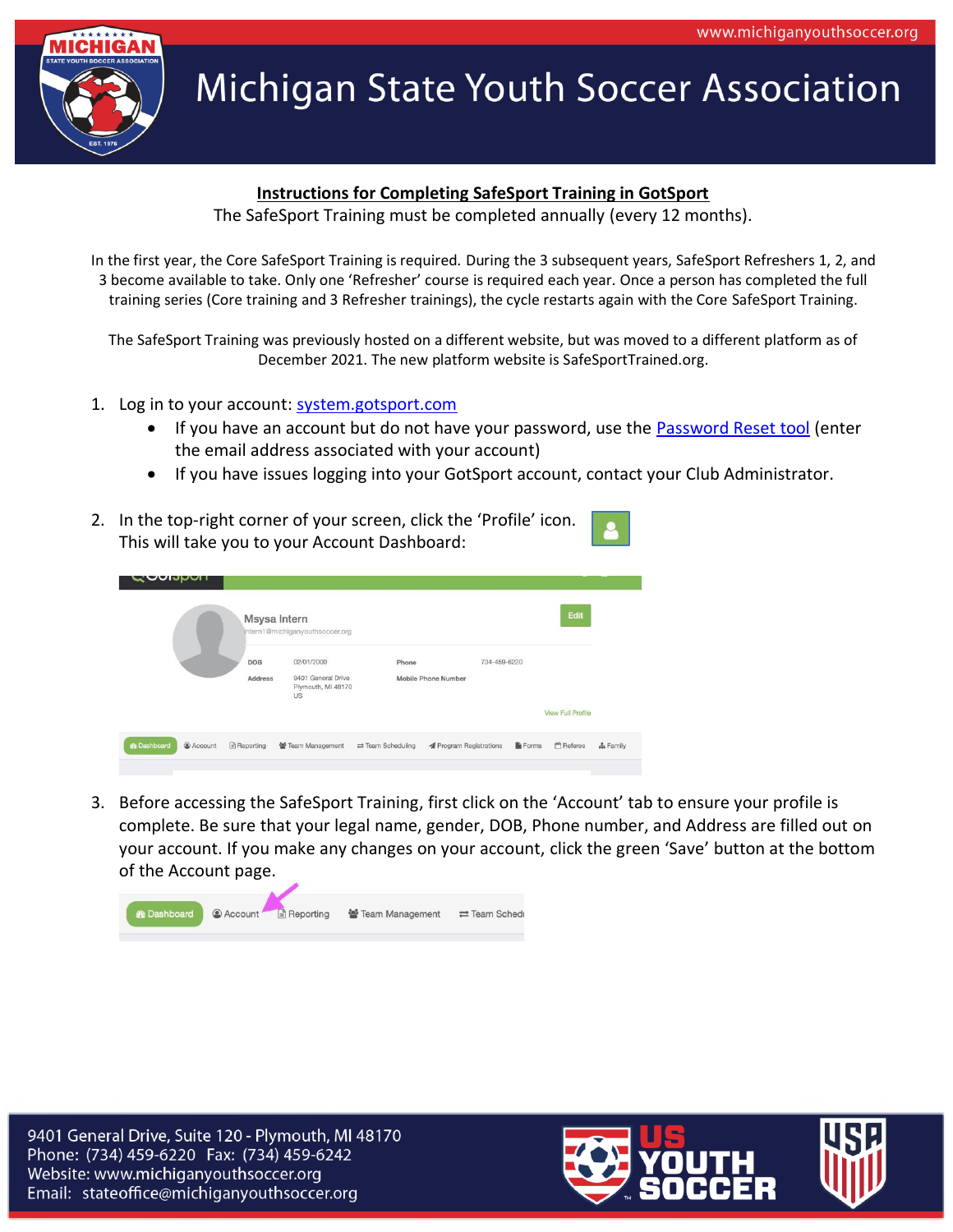# Michigan State Youth Soccer Association

## Instructions for Completing SafeSport Training in GotSport

The SafeSport Training must be completed annually (every 12 months).

In the first year, the Core SafeSport Training is required. During the 3 subsequent years, SafeSport Refreshers 1, 2, and 3 become available to take. Only one 'Refresher' course is required each year. Once a person has completed the full training series (Core training and 3 Refresher trainings), the cycle restarts again with the Core SafeSport Training.

The SafeSport Training was previously hosted on a different website, but was moved to a different platform as of December 2021. The new platform website is SafeSportTrained.org.

1. Log in to your account: [system.gotsport.com](system.gotsport.com)
   - If you have an account but do not have your password, use the Password Reset tool (enter the email address associated with your account)
   - If you have issues logging into your GotSport account, contact your Club Administrator.

2. In the top-right corner of your screen, click the 'Profile' icon. This will take you to your Account Dashboard:

3. Before accessing the SafeSport Training, first click on the 'Account' tab to ensure your profile is complete. Be sure that your legal name, gender, DOB, Phone number, and Address are filled out on your account. If you make any changes on your account, click the green 'Save' button at the bottom of the Account page.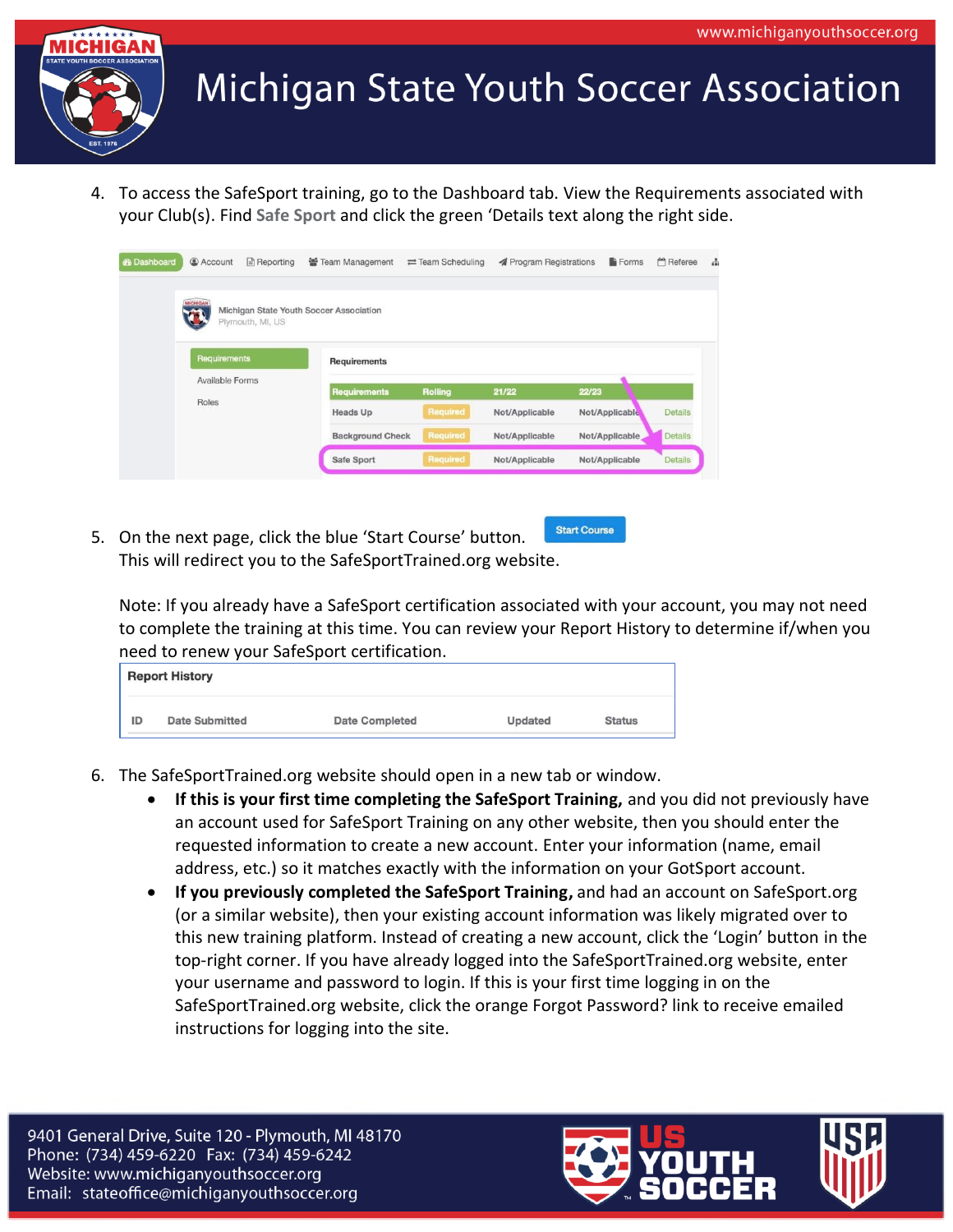4. To access the SafeSport training, go to the Dashboard tab. View the Requirements associated with your Club(s). Find **Safe Sport** and click the green 'Details text along the right side.

5. On the next page, click the blue 'Start Course' button. This will redirect you to the SafeSportTrained.org website.

   Note: If you already have a SafeSport certification associated with your account, you may not need to complete the training at this time. You can review your Report History to determine if/when you need to renew your SafeSport certification.

6. The SafeSportTrained.org website should open in a new tab or window.
   - **If this is your first time completing the SafeSport Training,** and you did not previously have an account used for SafeSport Training on any other website, then you should enter the requested information to create a new account. Enter your information (name, email address, etc.) so it matches exactly with the information on your GotSport account.
   - **If you previously completed the SafeSport Training,** and had an account on SafeSport.org (or a similar website), then your existing account information was likely migrated over to this new training platform. Instead of creating a new account, click the 'Login' button in the top-right corner. If you have already logged into the SafeSportTrained.org website, enter your username and password to login. If this is your first time logging in on the SafeSportTrained.org website, click the orange Forgot Password? link to receive emailed instructions for logging into the site.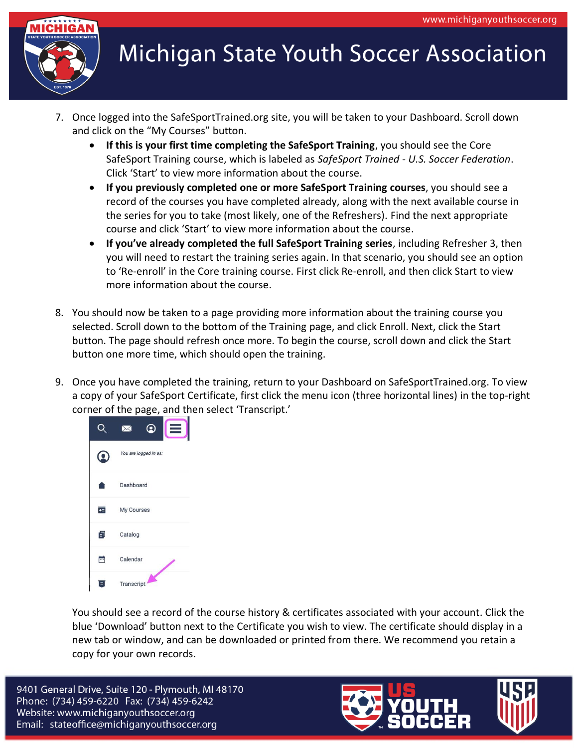7. Once logged into the SafeSportTrained.org site, you will be taken to your Dashboard. Scroll down and click on the "My Courses" button.
   - **If this is your first time completing the SafeSport Training**, you should see the Core SafeSport Training course, which is labeled as *SafeSport Trained - U.S. Soccer Federation*. Click 'Start' to view more information about the course.
   - **If you previously completed one or more SafeSport Training courses**, you should see a record of the courses you have completed already, along with the next available course in the series for you to take (most likely, one of the Refreshers). Find the next appropriate course and click 'Start' to view more information about the course.
   - **If you've already completed the full SafeSport Training series**, including Refresher 3, then you will need to restart the training series again. In that scenario, you should see an option to 'Re-enroll' in the Core training course. First click Re-enroll, and then click Start to view more information about the course.

8. You should now be taken to a page providing more information about the training course you selected. Scroll down to the bottom of the Training page, and click Enroll. Next, click the Start button. The page should refresh once more. To begin the course, scroll down and click the Start button one more time, which should open the training.

9. Once you have completed the training, return to your Dashboard on SafeSportTrained.org. To view a copy of your SafeSport Certificate, first click the menu icon (three horizontal lines) in the top-right corner of the page, and then select 'Transcript.'

   You should see a record of the course history & certificates associated with your account. Click the blue 'Download' button next to the Certificate you wish to view. The certificate should display in a new tab or window, and can be downloaded or printed from there. We recommend you retain a copy for your own records.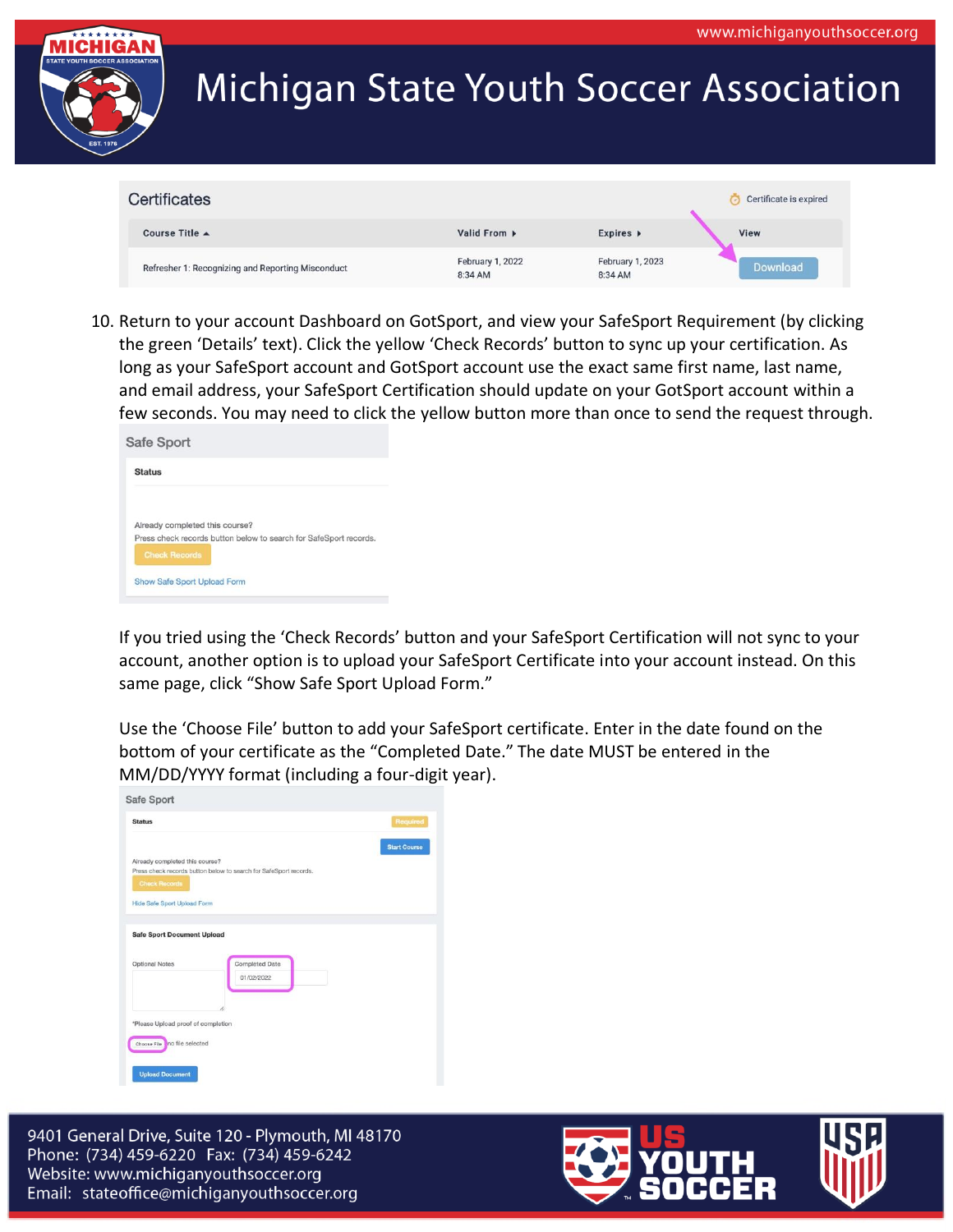| Certificates | | | Certificate is expired |
|---|---|---|---|
| Course Title ▲ | Valid From ▸ | Expires ▸ | View |
| Refresher 1: Recognizing and Reporting Misconduct | February 1, 2022 8:34 AM | February 1, 2023 8:34 AM | Download |

10. Return to your account Dashboard on GotSport, and view your SafeSport Requirement (by clicking the green 'Details' text). Click the yellow 'Check Records' button to sync up your certification. As long as your SafeSport account and GotSport account use the exact same first name, last name, and email address, your SafeSport Certification should update on your GotSport account within a few seconds. You may need to click the yellow button more than once to send the request through.

Safe Sport

Status

Already completed this course?
Press check records button below to search for SafeSport records.

Check Records

Show Safe Sport Upload Form

If you tried using the 'Check Records' button and your SafeSport Certification will not sync to your account, another option is to upload your SafeSport Certificate into your account instead. On this same page, click "Show Safe Sport Upload Form."

Use the 'Choose File' button to add your SafeSport certificate. Enter in the date found on the bottom of your certificate as the "Completed Date." The date MUST be entered in the MM/DD/YYYY format (including a four-digit year).

Safe Sport

Status — Required

Start Course

Already completed this course?
Press check records button below to search for SafeSport records.

Check Records

Hide Safe Sport Upload Form

Safe Sport Document Upload

Optional Notes — Completed Date: 01/02/2022

*Please Upload proof of completion

Choose File — no file selected

Upload Document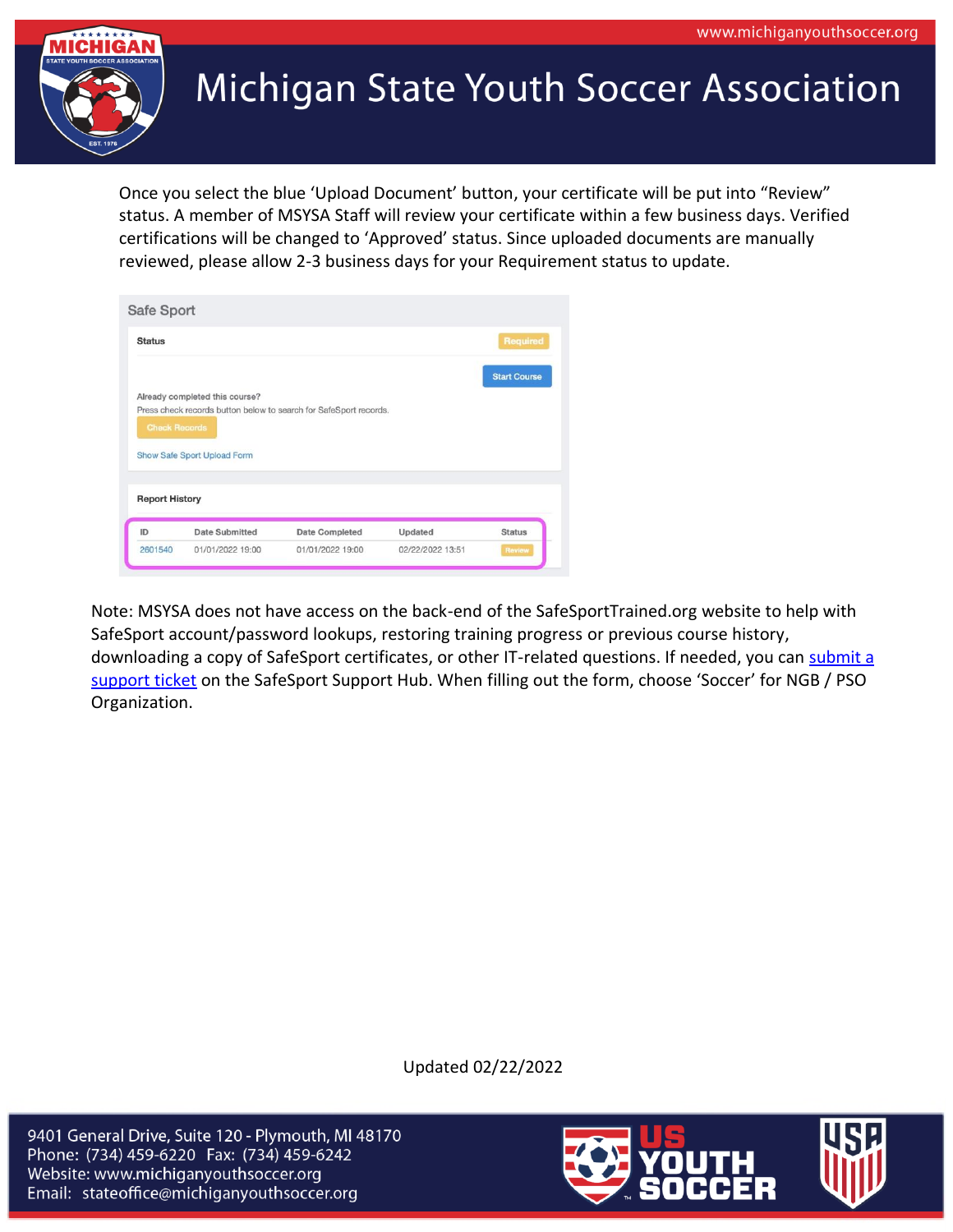Once you select the blue 'Upload Document' button, your certificate will be put into "Review" status. A member of MSYSA Staff will review your certificate within a few business days. Verified certifications will be changed to 'Approved' status. Since uploaded documents are manually reviewed, please allow 2-3 business days for your Requirement status to update.

Safe Sport

Status — Required

Start Course

Already completed this course?
Press check records button below to search for SafeSport records.

Check Records

Show Safe Sport Upload Form

Report History

| ID | Date Submitted | Date Completed | Updated | Status |
|---|---|---|---|---|
| 2601540 | 01/01/2022 19:00 | 01/01/2022 19:00 | 02/22/2022 13:51 | Review |

Note: MSYSA does not have access on the back-end of the SafeSportTrained.org website to help with SafeSport account/password lookups, restoring training progress or previous course history, downloading a copy of SafeSport certificates, or other IT-related questions. If needed, you can submit a support ticket on the SafeSport Support Hub. When filling out the form, choose 'Soccer' for NGB / PSO Organization.

Updated 02/22/2022